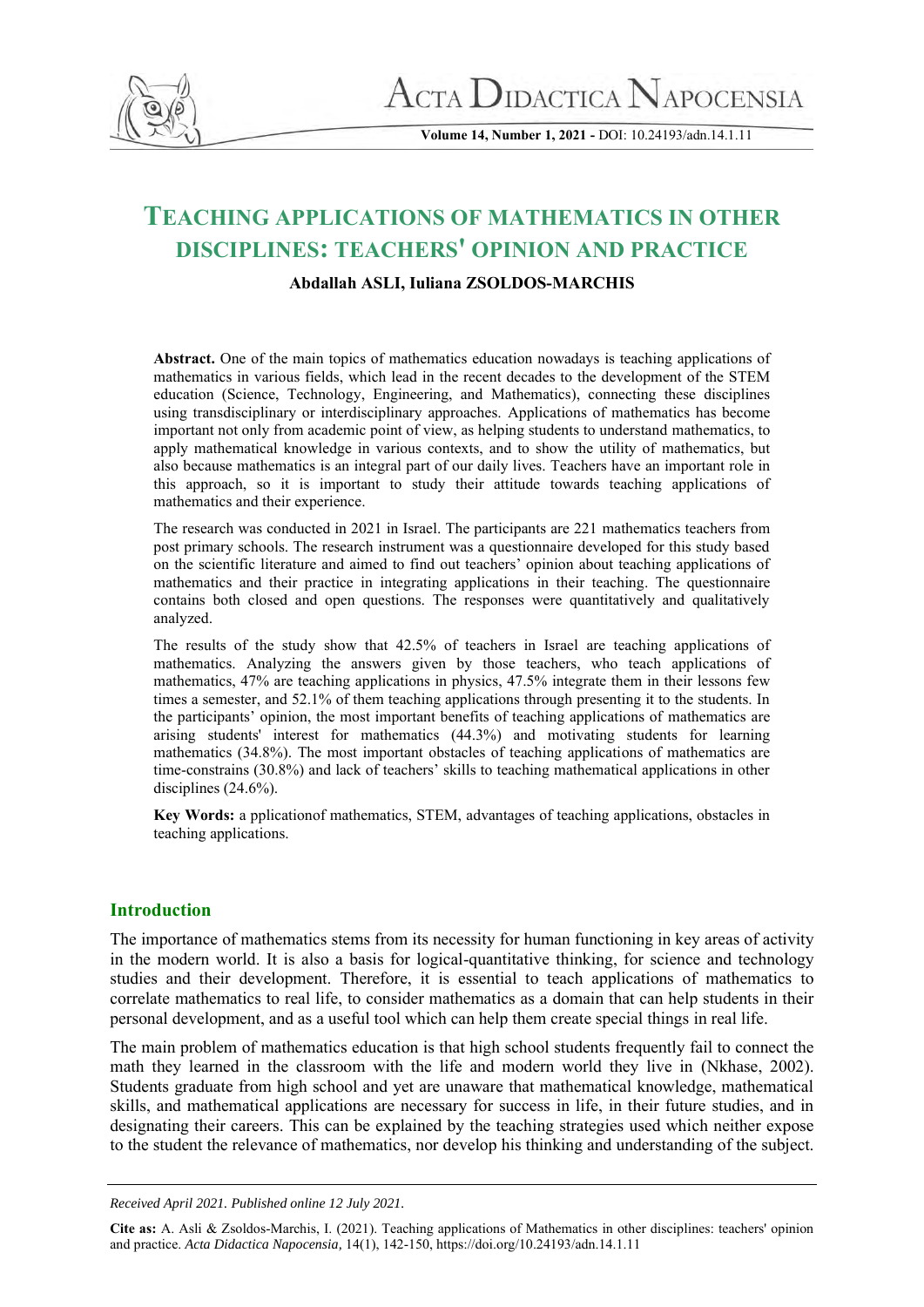# TEACHING APPLICATIONS OF MATHEMATICS IN OTHER DISCIPLINES: TEACHERS' OPINION AND PRACTICE

**Abdallah ASLI, Iuliana ZOLDOS-MARCHIS**

**Abstract.** One of the main topics of mathematics education nowadays is teaching applications of mathematics in various fields, which lead in the recent decades to the development of the STEM education (Science, Technology, Engineering, and Mathematics), connecting these disciplines using transdisciplinary or interdisciplinary approaches. Applications of mathematics has become important not only from academic point of view, as helping students to understand mathematics, to apply mathematical knowledge in various contexts, and to show the utility of mathematics, but also because mathematics is an integral part of our daily lives. Teachers have an important role in this approach, so it is important to study their attitude towards teaching applications of mathematics and their experience.

The research was conducted in 2021 in Israel. The participants are 221 mathematics teachers from post primary schools. The research instrument was a questionnaire developed for this study based on the scientific literature and aimed to find out teachers' opinion about teaching applications of mathematics and their practice in integrating applications in their teaching. The questionnaire contains both closed and open questions. The responses were quantitatively and qualitatively analyzed.

The results of the study show that 42.5% of teachers in Israel are teaching applications of mathematics. Analyzing the answers given by those teachers, who teach applications of mathematics, 47% are teaching applications in physics, 47.5% integrate them in their lessons few times a semester, and 52.1% of them teaching applications through presenting it to the students. In the participants' opinion, the most important benefits of teaching applications of mathematics are arising students' interest for mathematics (44.3%) and motivating students for learning mathematics (34.8%). The most important obstacles of teaching applications of mathematics are time-constrains (30.8%) and lack of teachers' skills to teaching mathematical applications in other disciplines (24.6%).

**Key Words:** a pplicationof mathematics, STEM, advantages of teaching applications, obstacles in teaching applications.

## Introduction

The importance of mathematics stems from its necessity for human functioning in key areas of activity in the modern world. It is also a basis for logical-quantitative thinking, for science and technology studies and their development. Therefore, it is essential to teach applications of mathematics to correlate mathematics to real life, to consider mathematics as a domain that can help students in their personal development, and as a useful tool which can help them create special things in real life.

The main problem of mathematics education is that high school students frequently fail to connect the math they learned in the classroom with the life and modern world they live in (Nkhase, 2002). Students graduate from high school and yet are unaware that mathematical knowledge, mathematical skills, and mathematical applications are necessary for success in life, in their future studies, and in designating their careers. This can be explained by the teaching strategies used which neither expose to the student the relevance of mathematics, nor develop his thinking and understanding of the subject.

*Received April 2021. Published online 12 July 2021.*

**Cite as:** A. Asli & Zsoldos-Marchis, I. (2021). Teaching applications of Mathematics in other disciplines: teachers' opinion and practice. *Acta Didactica Napocensia,* 14(1), 142-150, https://doi.org/10.24193/adn.14.1.11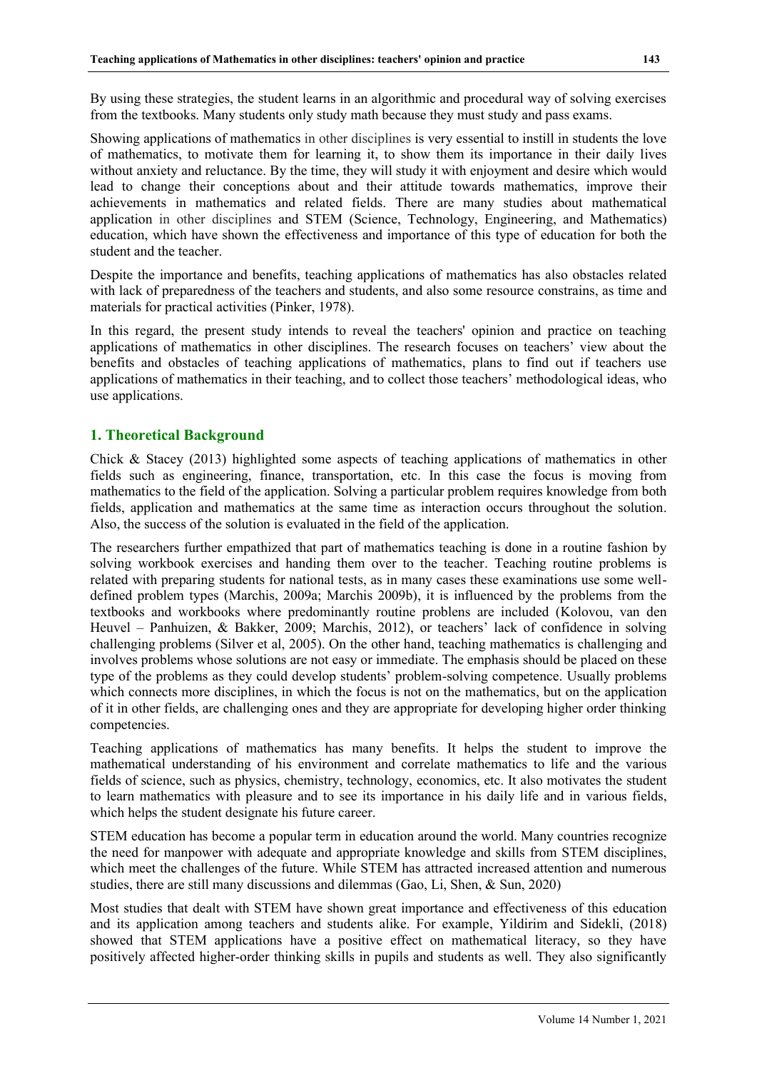By using these strategies, the student learns in an algorithmic and procedural way of solving exercises from the textbooks. Many students only study math because they must study and pass exams.

Showing applications of mathematics in other disciplines is very essential to instill in students the love of mathematics, to motivate them for learning it, to show them its importance in their daily lives without anxiety and reluctance. By the time, they will study it with enjoyment and desire which would lead to change their conceptions about and their attitude towards mathematics, improve their achievements in mathematics and related fields. There are many studies about mathematical application in other disciplines and STEM (Science, Technology, Engineering, and Mathematics) education, which have shown the effectiveness and importance of this type of education for both the student and the teacher.

Despite the importance and benefits, teaching applications of mathematics has also obstacles related with lack of preparedness of the teachers and students, and also some resource constrains, as time and materials for practical activities (Pinker, 1978).

In this regard, the present study intends to reveal the teachers' opinion and practice on teaching applications of mathematics in other disciplines. The research focuses on teachers' view about the benefits and obstacles of teaching applications of mathematics, plans to find out if teachers use applications of mathematics in their teaching, and to collect those teachers' methodological ideas, who use applications.

## 1. Theoretical Background

Chick & Stacey (2013) highlighted some aspects of teaching applications of mathematics in other fields such as engineering, finance, transportation, etc. In this case the focus is moving from mathematics to the field of the application. Solving a particular problem requires knowledge from both fields, application and mathematics at the same time as interaction occurs throughout the solution. Also, the success of the solution is evaluated in the field of the application.

The researchers further empathized that part of mathematics teaching is done in a routine fashion by solving workbook exercises and handing them over to the teacher. Teaching routine problems is related with preparing students for national tests, as in many cases these examinations use some well-defined problem types (Marchis, 2009a; Marchis 2009b), it is influenced by the problems from the textbooks and workbooks where predominantly routine problens are included (Kolovou, van den Heuvel – Panhuizen, & Bakker, 2009; Marchis, 2012), or teachers' lack of confidence in solving challenging problems (Silver et al, 2005). On the other hand, teaching mathematics is challenging and involves problems whose solutions are not easy or immediate. The emphasis should be placed on these type of the problems as they could develop students' problem-solving competence. Usually problems which connects more disciplines, in which the focus is not on the mathematics, but on the application of it in other fields, are challenging ones and they are appropriate for developing higher order thinking competencies.

Teaching applications of mathematics has many benefits. It helps the student to improve the mathematical understanding of his environment and correlate mathematics to life and the various fields of science, such as physics, chemistry, technology, economics, etc. It also motivates the student to learn mathematics with pleasure and to see its importance in his daily life and in various fields, which helps the student designate his future career.

STEM education has become a popular term in education around the world. Many countries recognize the need for manpower with adequate and appropriate knowledge and skills from STEM disciplines, which meet the challenges of the future. While STEM has attracted increased attention and numerous studies, there are still many discussions and dilemmas (Gao, Li, Shen, & Sun, 2020)

Most studies that dealt with STEM have shown great importance and effectiveness of this education and its application among teachers and students alike. For example, Yildirim and Sidekli, (2018) showed that STEM applications have a positive effect on mathematical literacy, so they have positively affected higher-order thinking skills in pupils and students as well. They also significantly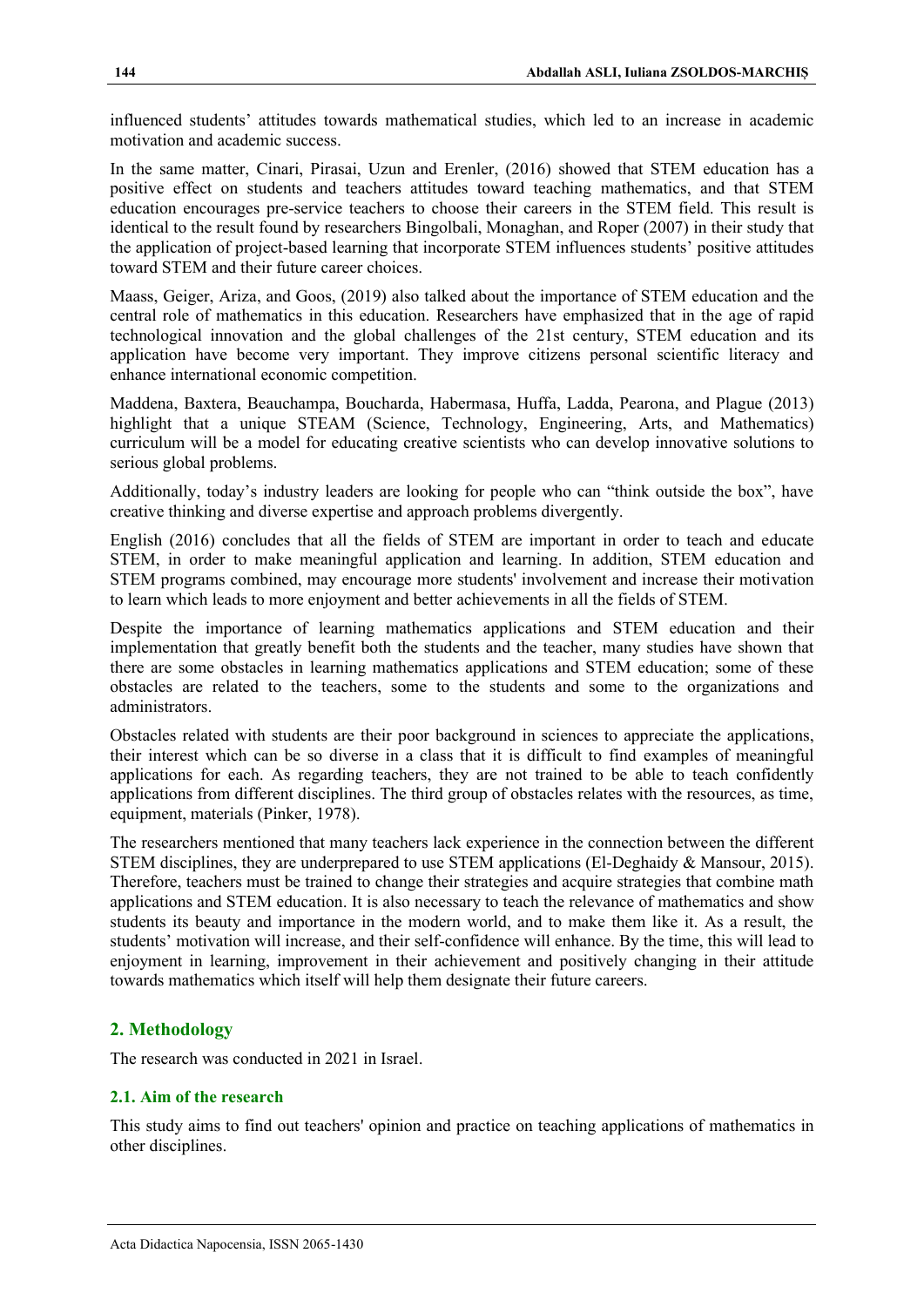influenced students' attitudes towards mathematical studies, which led to an increase in academic motivation and academic success.

In the same matter, Cinari, Pirasai, Uzun and Erenler, (2016) showed that STEM education has a positive effect on students and teachers attitudes toward teaching mathematics, and that STEM education encourages pre-service teachers to choose their careers in the STEM field. This result is identical to the result found by researchers Bingolbali, Monaghan, and Roper (2007) in their study that the application of project-based learning that incorporate STEM influences students' positive attitudes toward STEM and their future career choices.

Maass, Geiger, Ariza, and Goos, (2019) also talked about the importance of STEM education and the central role of mathematics in this education. Researchers have emphasized that in the age of rapid technological innovation and the global challenges of the 21st century, STEM education and its application have become very important. They improve citizens personal scientific literacy and enhance international economic competition.

Maddena, Baxtera, Beauchampa, Boucharda, Habermasa, Huffa, Ladda, Pearona, and Plague (2013) highlight that a unique STEAM (Science, Technology, Engineering, Arts, and Mathematics) curriculum will be a model for educating creative scientists who can develop innovative solutions to serious global problems.

Additionally, today's industry leaders are looking for people who can "think outside the box", have creative thinking and diverse expertise and approach problems divergently.

English (2016) concludes that all the fields of STEM are important in order to teach and educate STEM, in order to make meaningful application and learning. In addition, STEM education and STEM programs combined, may encourage more students' involvement and increase their motivation to learn which leads to more enjoyment and better achievements in all the fields of STEM.

Despite the importance of learning mathematics applications and STEM education and their implementation that greatly benefit both the students and the teacher, many studies have shown that there are some obstacles in learning mathematics applications and STEM education; some of these obstacles are related to the teachers, some to the students and some to the organizations and administrators.

Obstacles related with students are their poor background in sciences to appreciate the applications, their interest which can be so diverse in a class that it is difficult to find examples of meaningful applications for each. As regarding teachers, they are not trained to be able to teach confidently applications from different disciplines. The third group of obstacles relates with the resources, as time, equipment, materials (Pinker, 1978).

The researchers mentioned that many teachers lack experience in the connection between the different STEM disciplines, they are underprepared to use STEM applications (El-Deghaidy & Mansour, 2015). Therefore, teachers must be trained to change their strategies and acquire strategies that combine math applications and STEM education. It is also necessary to teach the relevance of mathematics and show students its beauty and importance in the modern world, and to make them like it. As a result, the students' motivation will increase, and their self-confidence will enhance. By the time, this will lead to enjoyment in learning, improvement in their achievement and positively changing in their attitude towards mathematics which itself will help them designate their future careers.

## 2. Methodology

The research was conducted in 2021 in Israel.

### 2.1. Aim of the research

This study aims to find out teachers' opinion and practice on teaching applications of mathematics in other disciplines.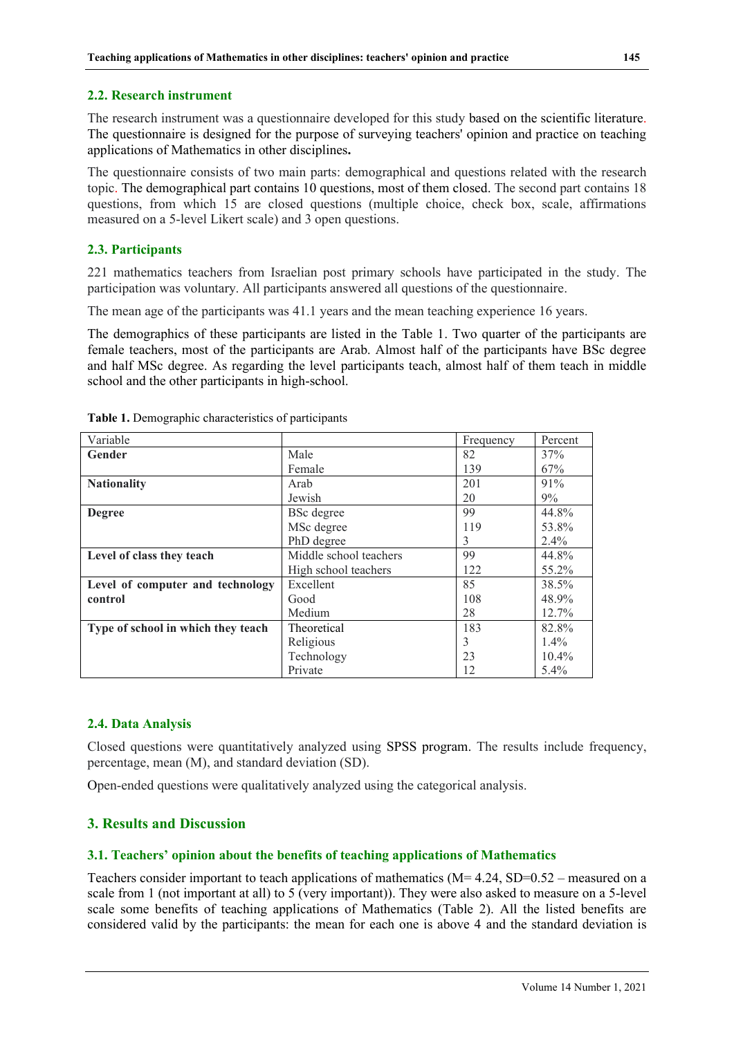### 2.2. Research instrument

The research instrument was a questionnaire developed for this study based on the scientific literature. The questionnaire is designed for the purpose of surveying teachers' opinion and practice on teaching applications of Mathematics in other disciplines**.**

The questionnaire consists of two main parts: demographical and questions related with the research topic. The demographical part contains 10 questions, most of them closed. The second part contains 18 questions, from which 15 are closed questions (multiple choice, check box, scale, affirmations measured on a 5-level Likert scale) and 3 open questions.

### 2.3. Participants

221 mathematics teachers from Israelian post primary schools have participated in the study. The participation was voluntary. All participants answered all questions of the questionnaire.

The mean age of the participants was 41.1 years and the mean teaching experience 16 years.

The demographics of these participants are listed in the Table 1. Two quarter of the participants are female teachers, most of the participants are Arab. Almost half of the participants have BSc degree and half MSc degree. As regarding the level participants teach, almost half of them teach in middle school and the other participants in high-school.

**Table 1.** Demographic characteristics of participants

| Variable | | Frequency | Percent |
|---|---|---|---|
| **Gender** | Male | 82 | 37% |
| | Female | 139 | 67% |
| **Nationality** | Arab | 201 | 91% |
| | Jewish | 20 | 9% |
| **Degree** | BSc degree | 99 | 44.8% |
| | MSc degree | 119 | 53.8% |
| | PhD degree | 3 | 2.4% |
| **Level of class they teach** | Middle school teachers | 99 | 44.8% |
| | High school teachers | 122 | 55.2% |
| **Level of computer and technology control** | Excellent | 85 | 38.5% |
| | Good | 108 | 48.9% |
| | Medium | 28 | 12.7% |
| **Type of school in which they teach** | Theoretical | 183 | 82.8% |
| | Religious | 3 | 1.4% |
| | Technology | 23 | 10.4% |
| | Private | 12 | 5.4% |

### 2.4. Data Analysis

Closed questions were quantitatively analyzed using SPSS program. The results include frequency, percentage, mean (M), and standard deviation (SD).

Open-ended questions were qualitatively analyzed using the categorical analysis.

## 3. Results and Discussion

### 3.1. Teachers' opinion about the benefits of teaching applications of Mathematics

Teachers consider important to teach applications of mathematics (M= 4.24, SD=0.52 – measured on a scale from 1 (not important at all) to 5 (very important)). They were also asked to measure on a 5-level scale some benefits of teaching applications of Mathematics (Table 2). All the listed benefits are considered valid by the participants: the mean for each one is above 4 and the standard deviation is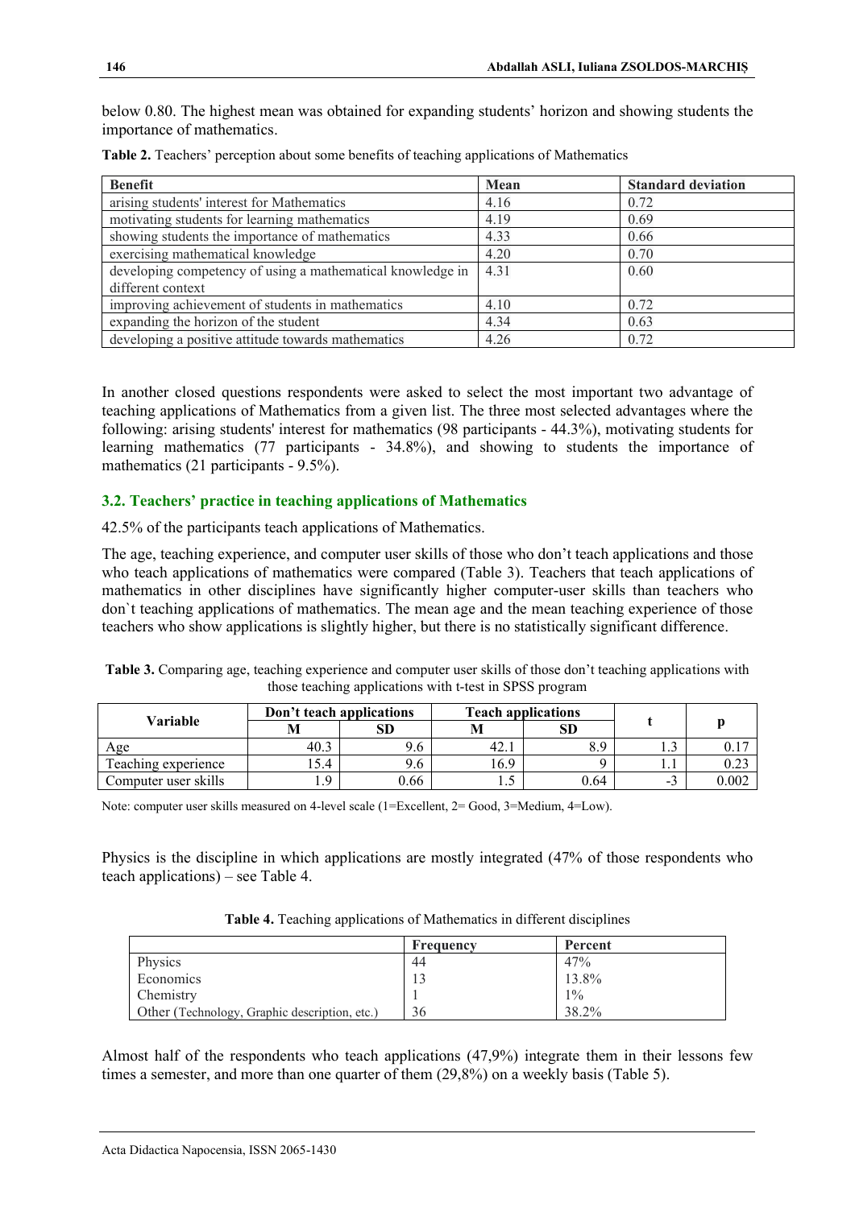below 0.80. The highest mean was obtained for expanding students' horizon and showing students the importance of mathematics.

**Table 2.** Teachers' perception about some benefits of teaching applications of Mathematics

| Benefit | Mean | Standard deviation |
|---|---|---|
| arising students' interest for Mathematics | 4.16 | 0.72 |
| motivating students for learning mathematics | 4.19 | 0.69 |
| showing students the importance of mathematics | 4.33 | 0.66 |
| exercising mathematical knowledge | 4.20 | 0.70 |
| developing competency of using a mathematical knowledge in different context | 4.31 | 0.60 |
| improving achievement of students in mathematics | 4.10 | 0.72 |
| expanding the horizon of the student | 4.34 | 0.63 |
| developing a positive attitude towards mathematics | 4.26 | 0.72 |

In another closed questions respondents were asked to select the most important two advantage of teaching applications of Mathematics from a given list. The three most selected advantages where the following: arising students' interest for mathematics (98 participants - 44.3%), motivating students for learning mathematics (77 participants - 34.8%), and showing to students the importance of mathematics (21 participants - 9.5%).

### 3.2. Teachers' practice in teaching applications of Mathematics

42.5% of the participants teach applications of Mathematics.

The age, teaching experience, and computer user skills of those who don't teach applications and those who teach applications of mathematics were compared (Table 3). Teachers that teach applications of mathematics in other disciplines have significantly higher computer-user skills than teachers who don`t teaching applications of mathematics. The mean age and the mean teaching experience of those teachers who show applications is slightly higher, but there is no statistically significant difference.

**Table 3.** Comparing age, teaching experience and computer user skills of those don't teaching applications with those teaching applications with t-test in SPSS program

| Variable | Don't teach applications | | Teach applications | | t | p |
|---|---|---|---|---|---|---|
| | M | SD | M | SD | | |
| Age | 40.3 | 9.6 | 42.1 | 8.9 | 1.3 | 0.17 |
| Teaching experience | 15.4 | 9.6 | 16.9 | 9 | 1.1 | 0.23 |
| Computer user skills | 1.9 | 0.66 | 1.5 | 0.64 | -3 | 0.002 |

Note: computer user skills measured on 4-level scale (1=Excellent, 2= Good, 3=Medium, 4=Low).

Physics is the discipline in which applications are mostly integrated (47% of those respondents who teach applications) – see Table 4.

**Table 4.** Teaching applications of Mathematics in different disciplines

| | Frequency | Percent |
|---|---|---|
| Physics | 44 | 47% |
| Economics | 13 | 13.8% |
| Chemistry | 1 | 1% |
| Other (Technology, Graphic description, etc.) | 36 | 38.2% |

Almost half of the respondents who teach applications (47,9%) integrate them in their lessons few times a semester, and more than one quarter of them (29,8%) on a weekly basis (Table 5).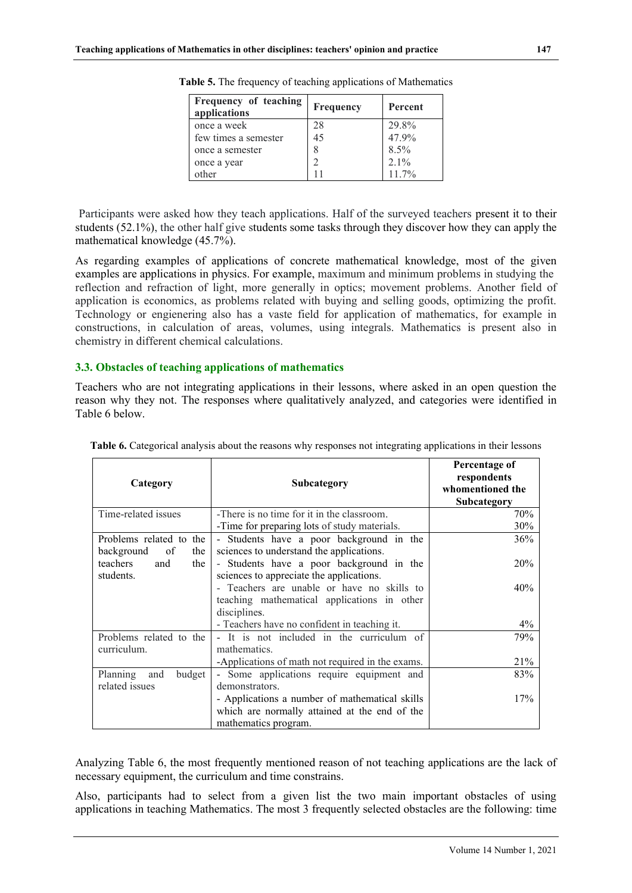**Table 5.** The frequency of teaching applications of Mathematics

| Frequency of teaching applications | Frequency | Percent |
|---|---|---|
| once a week | 28 | 29.8% |
| few times a semester | 45 | 47.9% |
| once a semester | 8 | 8.5% |
| once a year | 2 | 2.1% |
| other | 11 | 11.7% |

Participants were asked how they teach applications. Half of the surveyed teachers present it to their students (52.1%), the other half give students some tasks through they discover how they can apply the mathematical knowledge (45.7%).

As regarding examples of applications of concrete mathematical knowledge, most of the given examples are applications in physics. For example, maximum and minimum problems in studying the reflection and refraction of light, more generally in optics; movement problems. Another field of application is economics, as problems related with buying and selling goods, optimizing the profit. Technology or engienering also has a vaste field for application of mathematics, for example in constructions, in calculation of areas, volumes, using integrals. Mathematics is present also in chemistry in different chemical calculations.

### 3.3. Obstacles of teaching applications of mathematics

Teachers who are not integrating applications in their lessons, where asked in an open question the reason why they not. The responses where qualitatively analyzed, and categories were identified in Table 6 below.

**Table 6.** Categorical analysis about the reasons why responses not integrating applications in their lessons

| Category | Subcategory | Percentage of respondents whomentioned the Subcategory |
|---|---|---|
| Time-related issues | -There is no time for it in the classroom. | 70% |
| | -Time for preparing lots of study materials. | 30% |
| Problems related to the background of the teachers and the students. | - Students have a poor background in the sciences to understand the applications. | 36% |
| | - Students have a poor background in the sciences to appreciate the applications. | 20% |
| | - Teachers are unable or have no skills to teaching mathematical applications in other disciplines. | 40% |
| | - Teachers have no confident in teaching it. | 4% |
| Problems related to the curriculum. | - It is not included in the curriculum of mathematics. | 79% |
| | -Applications of math not required in the exams. | 21% |
| Planning and budget related issues | - Some applications require equipment and demonstrators. | 83% |
| | - Applications a number of mathematical skills which are normally attained at the end of the mathematics program. | 17% |

Analyzing Table 6, the most frequently mentioned reason of not teaching applications are the lack of necessary equipment, the curriculum and time constrains.

Also, participants had to select from a given list the two main important obstacles of using applications in teaching Mathematics. The most 3 frequently selected obstacles are the following: time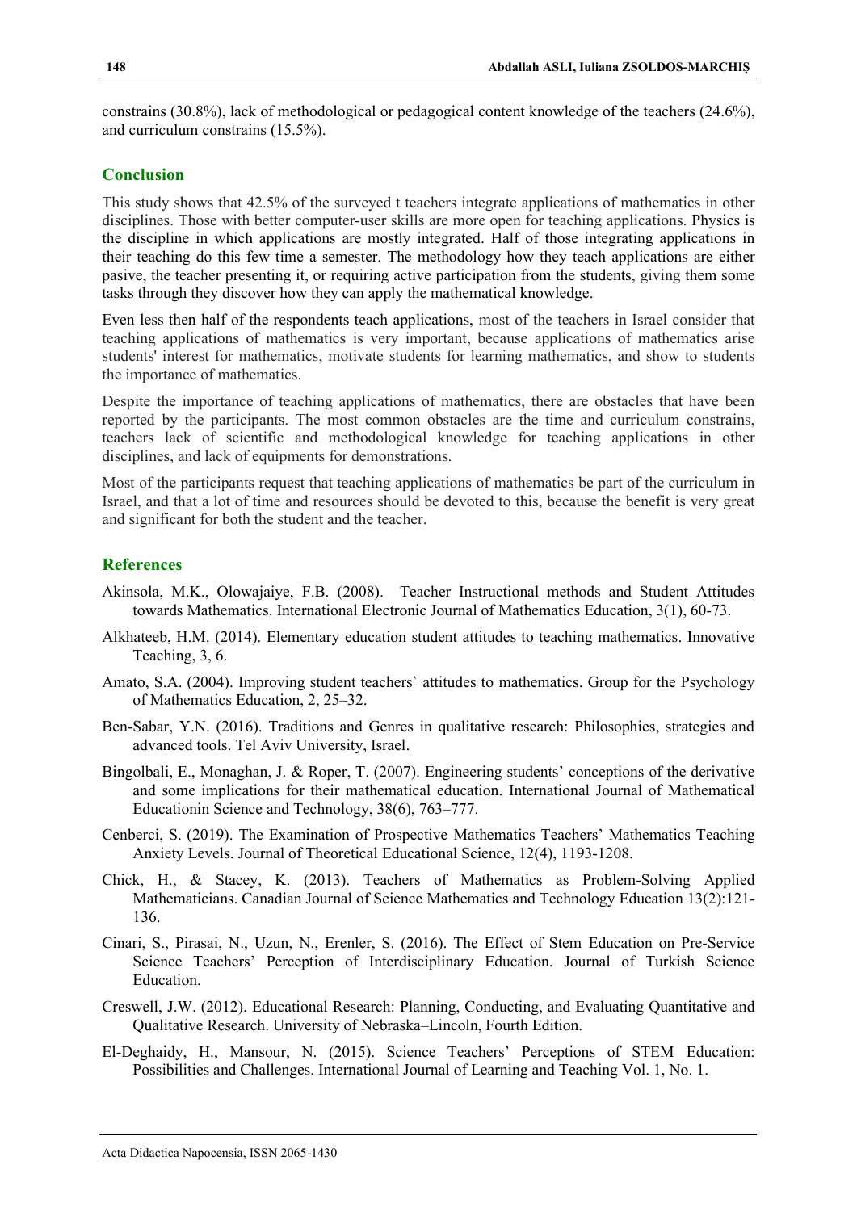constrains (30.8%), lack of methodological or pedagogical content knowledge of the teachers (24.6%), and curriculum constrains (15.5%).

## Conclusion

This study shows that 42.5% of the surveyed t teachers integrate applications of mathematics in other disciplines. Those with better computer-user skills are more open for teaching applications. Physics is the discipline in which applications are mostly integrated. Half of those integrating applications in their teaching do this few time a semester. The methodology how they teach applications are either pasive, the teacher presenting it, or requiring active participation from the students, giving them some tasks through they discover how they can apply the mathematical knowledge.

Even less then half of the respondents teach applications, most of the teachers in Israel consider that teaching applications of mathematics is very important, because applications of mathematics arise students' interest for mathematics, motivate students for learning mathematics, and show to students the importance of mathematics.

Despite the importance of teaching applications of mathematics, there are obstacles that have been reported by the participants. The most common obstacles are the time and curriculum constrains, teachers lack of scientific and methodological knowledge for teaching applications in other disciplines, and lack of equipments for demonstrations.

Most of the participants request that teaching applications of mathematics be part of the curriculum in Israel, and that a lot of time and resources should be devoted to this, because the benefit is very great and significant for both the student and the teacher.

## References

Akinsola, M.K., Olowajaiye, F.B. (2008). Teacher Instructional methods and Student Attitudes towards Mathematics. International Electronic Journal of Mathematics Education, 3(1), 60-73.

Alkhateeb, H.M. (2014). Elementary education student attitudes to teaching mathematics. Innovative Teaching, 3, 6.

Amato, S.A. (2004). Improving student teachers` attitudes to mathematics. Group for the Psychology of Mathematics Education, 2, 25–32.

Ben-Sabar, Y.N. (2016). Traditions and Genres in qualitative research: Philosophies, strategies and advanced tools. Tel Aviv University, Israel.

Bingolbali, E., Monaghan, J. & Roper, T. (2007). Engineering students' conceptions of the derivative and some implications for their mathematical education. International Journal of Mathematical Educationin Science and Technology, 38(6), 763–777.

Cenberci, S. (2019). The Examination of Prospective Mathematics Teachers' Mathematics Teaching Anxiety Levels. Journal of Theoretical Educational Science, 12(4), 1193-1208.

Chick, H., & Stacey, K. (2013). Teachers of Mathematics as Problem-Solving Applied Mathematicians. Canadian Journal of Science Mathematics and Technology Education 13(2):121-136.

Cinari, S., Pirasai, N., Uzun, N., Erenler, S. (2016). The Effect of Stem Education on Pre-Service Science Teachers' Perception of Interdisciplinary Education. Journal of Turkish Science Education.

Creswell, J.W. (2012). Educational Research: Planning, Conducting, and Evaluating Quantitative and Qualitative Research. University of Nebraska–Lincoln, Fourth Edition.

El-Deghaidy, H., Mansour, N. (2015). Science Teachers' Perceptions of STEM Education: Possibilities and Challenges. International Journal of Learning and Teaching Vol. 1, No. 1.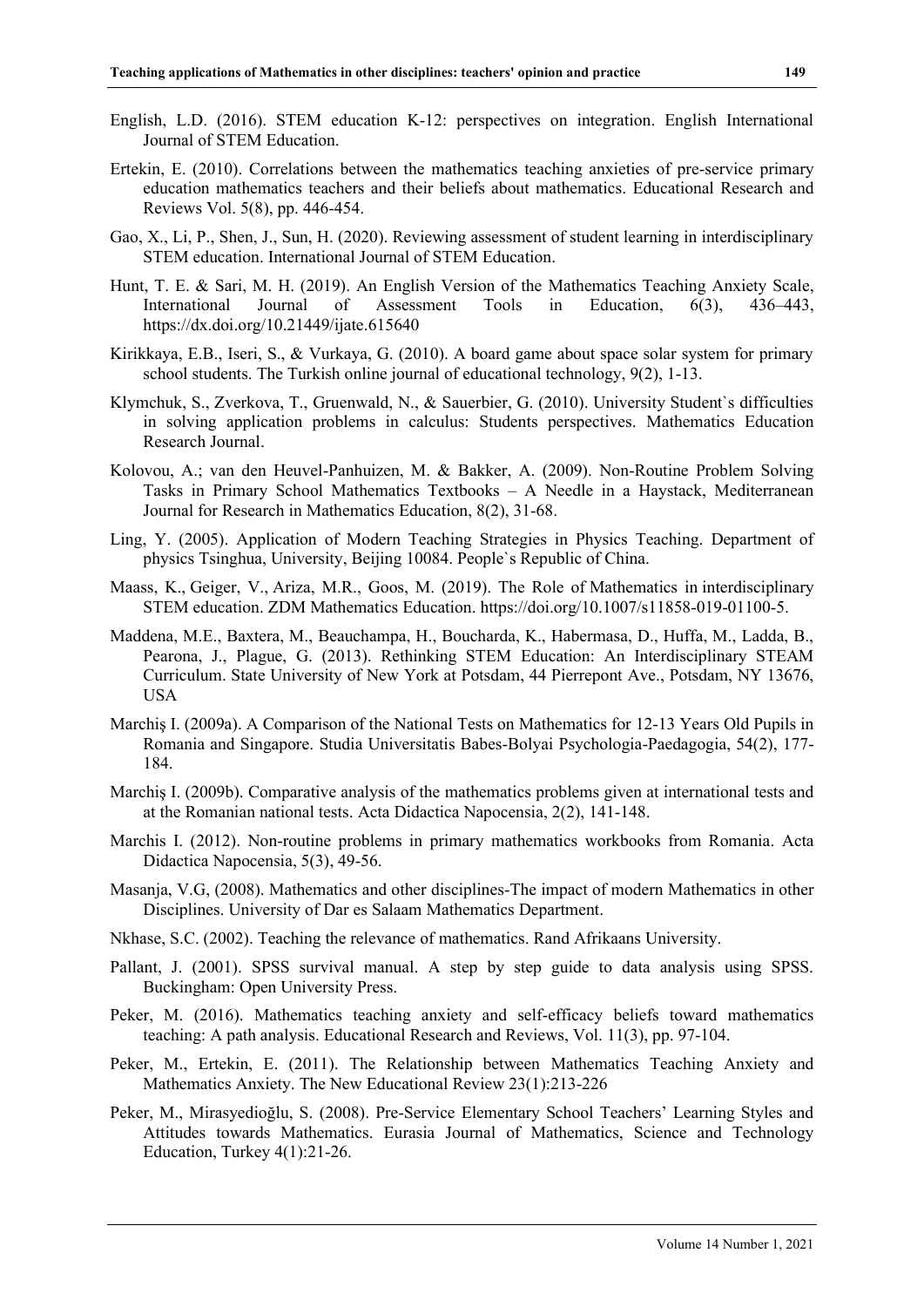English, L.D. (2016). STEM education K-12: perspectives on integration. English International Journal of STEM Education.

Ertekin, E. (2010). Correlations between the mathematics teaching anxieties of pre-service primary education mathematics teachers and their beliefs about mathematics. Educational Research and Reviews Vol. 5(8), pp. 446-454.

Gao, X., Li, P., Shen, J., Sun, H. (2020). Reviewing assessment of student learning in interdisciplinary STEM education. International Journal of STEM Education.

Hunt, T. E. & Sari, M. H. (2019). An English Version of the Mathematics Teaching Anxiety Scale, International Journal of Assessment Tools in Education, 6(3), 436–443, https://dx.doi.org/10.21449/ijate.615640

Kirikkaya, E.B., Iseri, S., & Vurkaya, G. (2010). A board game about space solar system for primary school students. The Turkish online journal of educational technology, 9(2), 1-13.

Klymchuk, S., Zverkova, T., Gruenwald, N., & Sauerbier, G. (2010). University Student`s difficulties in solving application problems in calculus: Students perspectives. Mathematics Education Research Journal.

Kolovou, A.; van den Heuvel-Panhuizen, M. & Bakker, A. (2009). Non-Routine Problem Solving Tasks in Primary School Mathematics Textbooks – A Needle in a Haystack, Mediterranean Journal for Research in Mathematics Education, 8(2), 31-68.

Ling, Y. (2005). Application of Modern Teaching Strategies in Physics Teaching. Department of physics Tsinghua, University, Beijing 10084. People`s Republic of China.

Maass, K., Geiger, V., Ariza, M.R., Goos, M. (2019). The Role of Mathematics in interdisciplinary STEM education. ZDM Mathematics Education. https://doi.org/10.1007/s11858-019-01100-5.

Maddena, M.E., Baxtera, M., Beauchampa, H., Boucharda, K., Habermasa, D., Huffa, M., Ladda, B., Pearona, J., Plague, G. (2013). Rethinking STEM Education: An Interdisciplinary STEAM Curriculum. State University of New York at Potsdam, 44 Pierrepont Ave., Potsdam, NY 13676, USA

Marchiş I. (2009a). A Comparison of the National Tests on Mathematics for 12-13 Years Old Pupils in Romania and Singapore. Studia Universitatis Babes-Bolyai Psychologia-Paedagogia, 54(2), 177-184.

Marchiş I. (2009b). Comparative analysis of the mathematics problems given at international tests and at the Romanian national tests. Acta Didactica Napocensia, 2(2), 141-148.

Marchis I. (2012). Non-routine problems in primary mathematics workbooks from Romania. Acta Didactica Napocensia, 5(3), 49-56.

Masanja, V.G, (2008). Mathematics and other disciplines-The impact of modern Mathematics in other Disciplines. University of Dar es Salaam Mathematics Department.

Nkhase, S.C. (2002). Teaching the relevance of mathematics. Rand Afrikaans University.

Pallant, J. (2001). SPSS survival manual. A step by step guide to data analysis using SPSS. Buckingham: Open University Press.

Peker, M. (2016). Mathematics teaching anxiety and self-efficacy beliefs toward mathematics teaching: A path analysis. Educational Research and Reviews, Vol. 11(3), pp. 97-104.

Peker, M., Ertekin, E. (2011). The Relationship between Mathematics Teaching Anxiety and Mathematics Anxiety. The New Educational Review 23(1):213-226

Peker, M., Mirasyedioğlu, S. (2008). Pre-Service Elementary School Teachers' Learning Styles and Attitudes towards Mathematics. Eurasia Journal of Mathematics, Science and Technology Education, Turkey 4(1):21-26.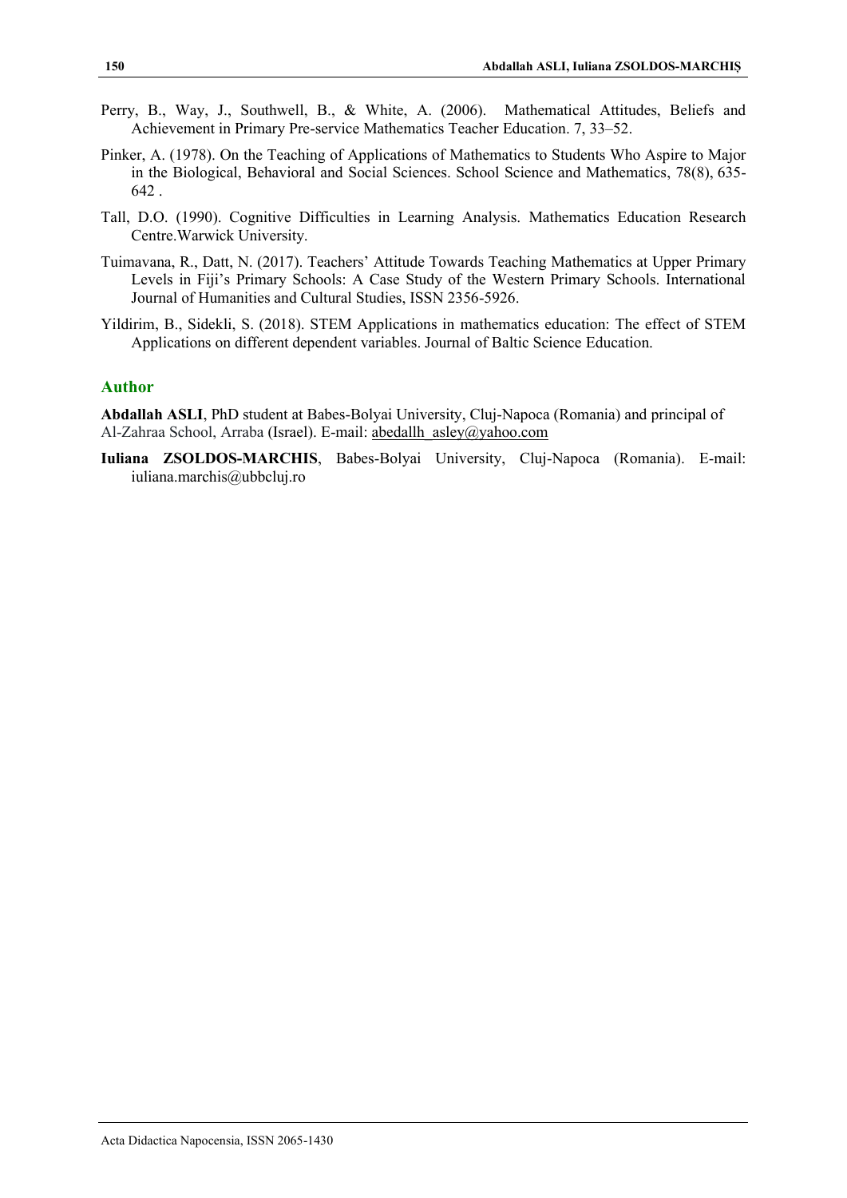Perry, B., Way, J., Southwell, B., & White, A. (2006). Mathematical Attitudes, Beliefs and Achievement in Primary Pre-service Mathematics Teacher Education. 7, 33–52.

Pinker, A. (1978). On the Teaching of Applications of Mathematics to Students Who Aspire to Major in the Biological, Behavioral and Social Sciences. School Science and Mathematics, 78(8), 635-642 .

Tall, D.O. (1990). Cognitive Difficulties in Learning Analysis. Mathematics Education Research Centre.Warwick University.

Tuimavana, R., Datt, N. (2017). Teachers' Attitude Towards Teaching Mathematics at Upper Primary Levels in Fiji's Primary Schools: A Case Study of the Western Primary Schools. International Journal of Humanities and Cultural Studies, ISSN 2356-5926.

Yildirim, B., Sidekli, S. (2018). STEM Applications in mathematics education: The effect of STEM Applications on different dependent variables. Journal of Baltic Science Education.

## Author

**Abdallah ASLI**, PhD student at Babes-Bolyai University, Cluj-Napoca (Romania) and principal of Al-Zahraa School, Arraba (Israel). E-mail: abedallh_asley@yahoo.com

**Iuliana ZSOLDOS-MARCHIS**, Babes-Bolyai University, Cluj-Napoca (Romania). E-mail: iuliana.marchis@ubbcluj.ro